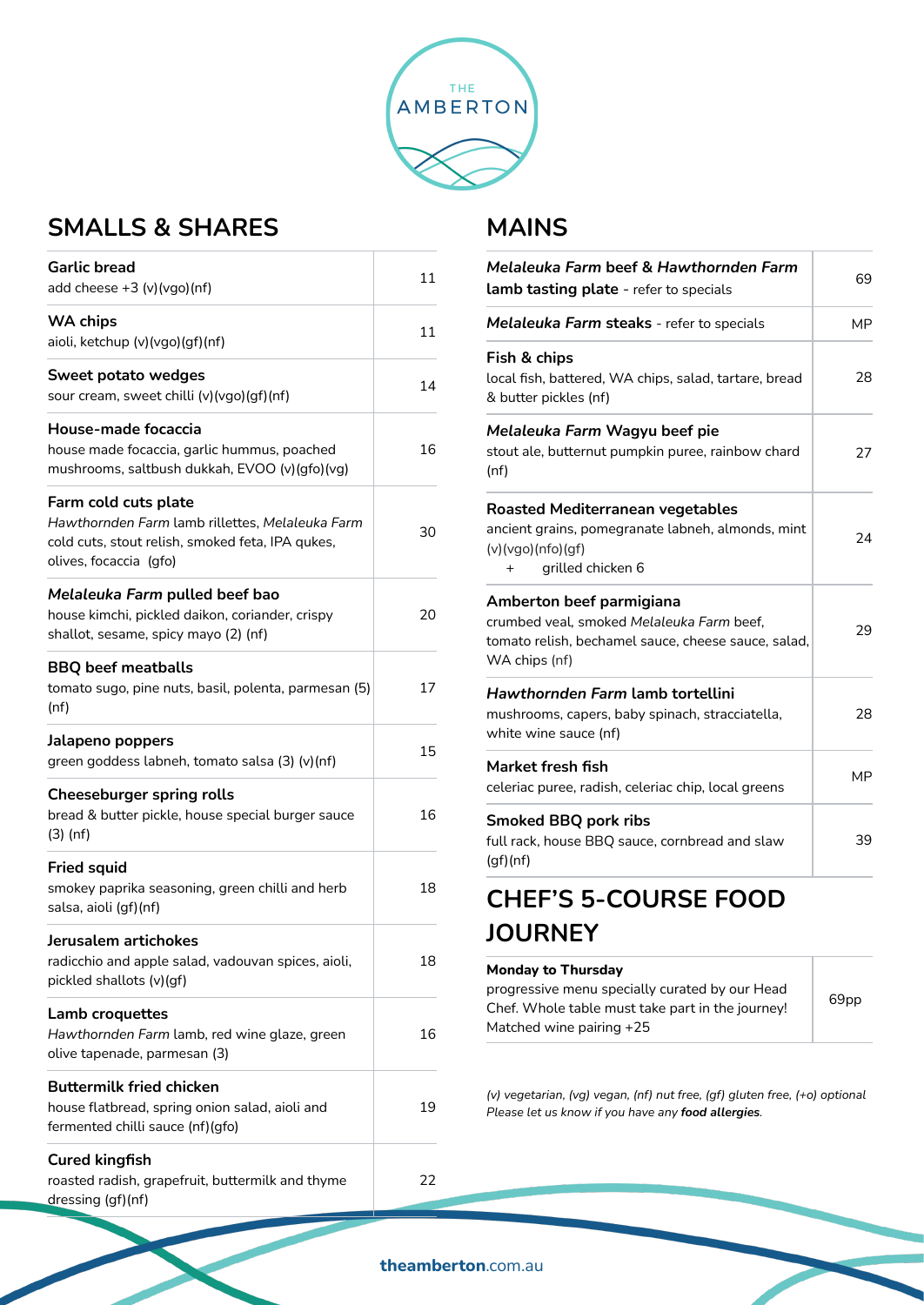THE AMBERTON

## SMALLS & SHARES

| Item | Price |
|---|---|
| **Garlic bread**<br>add cheese +3 (v)(vgo)(nf) | 11 |
| **WA chips**<br>aioli, ketchup (v)(vgo)(gf)(nf) | 11 |
| **Sweet potato wedges**<br>sour cream, sweet chilli (v)(vgo)(gf)(nf) | 14 |
| **House-made focaccia**<br>house made focaccia, garlic hummus, poached mushrooms, saltbush dukkah, EVOO (v)(gfo)(vg) | 16 |
| **Farm cold cuts plate**<br>*Hawthornden Farm* lamb rillettes, *Melaleuka Farm* cold cuts, stout relish, smoked feta, IPA qukes, olives, focaccia (gfo) | 30 |
| ***Melaleuka Farm* pulled beef bao**<br>house kimchi, pickled daikon, coriander, crispy shallot, sesame, spicy mayo (2) (nf) | 20 |
| **BBQ beef meatballs**<br>tomato sugo, pine nuts, basil, polenta, parmesan (5) (nf) | 17 |
| **Jalapeno poppers**<br>green goddess labneh, tomato salsa (3) (v)(nf) | 15 |
| **Cheeseburger spring rolls**<br>bread & butter pickle, house special burger sauce (3) (nf) | 16 |
| **Fried squid**<br>smokey paprika seasoning, green chilli and herb salsa, aioli (gf)(nf) | 18 |
| **Jerusalem artichokes**<br>radicchio and apple salad, vadouvan spices, aioli, pickled shallots (v)(gf) | 18 |
| **Lamb croquettes**<br>*Hawthornden Farm* lamb, red wine glaze, green olive tapenade, parmesan (3) | 16 |
| **Buttermilk fried chicken**<br>house flatbread, spring onion salad, aioli and fermented chilli sauce (nf)(gfo) | 19 |
| **Cured kingfish**<br>roasted radish, grapefruit, buttermilk and thyme dressing (gf)(nf) | 22 |

## MAINS

| Item | Price |
|---|---|
| ***Melaleuka Farm* beef & *Hawthornden Farm* lamb tasting plate** - refer to specials | 69 |
| ***Melaleuka Farm* steaks** - refer to specials | MP |
| **Fish & chips**<br>local fish, battered, WA chips, salad, tartare, bread & butter pickles (nf) | 28 |
| ***Melaleuka Farm* Wagyu beef pie**<br>stout ale, butternut pumpkin puree, rainbow chard (nf) | 27 |
| **Roasted Mediterranean vegetables**<br>ancient grains, pomegranate labneh, almonds, mint (v)(vgo)(nfo)(gf)<br>+ grilled chicken 6 | 24 |
| **Amberton beef parmigiana**<br>crumbed veal, smoked *Melaleuka Farm* beef, tomato relish, bechamel sauce, cheese sauce, salad, WA chips (nf) | 29 |
| ***Hawthornden Farm* lamb tortellini**<br>mushrooms, capers, baby spinach, stracciatella, white wine sauce (nf) | 28 |
| **Market fresh fish**<br>celeriac puree, radish, celeriac chip, local greens | MP |
| **Smoked BBQ pork ribs**<br>full rack, house BBQ sauce, cornbread and slaw (gf)(nf) | 39 |

## CHEF'S 5-COURSE FOOD JOURNEY

| Item | Price |
|---|---|
| **Monday to Thursday**<br>progressive menu specially curated by our Head Chef. Whole table must take part in the journey! Matched wine pairing +25 | 69pp |

*(v) vegetarian, (vg) vegan, (nf) nut free, (gf) gluten free, (+o) optional*
*Please let us know if you have any **food allergies**.*

**theamberton**.com.au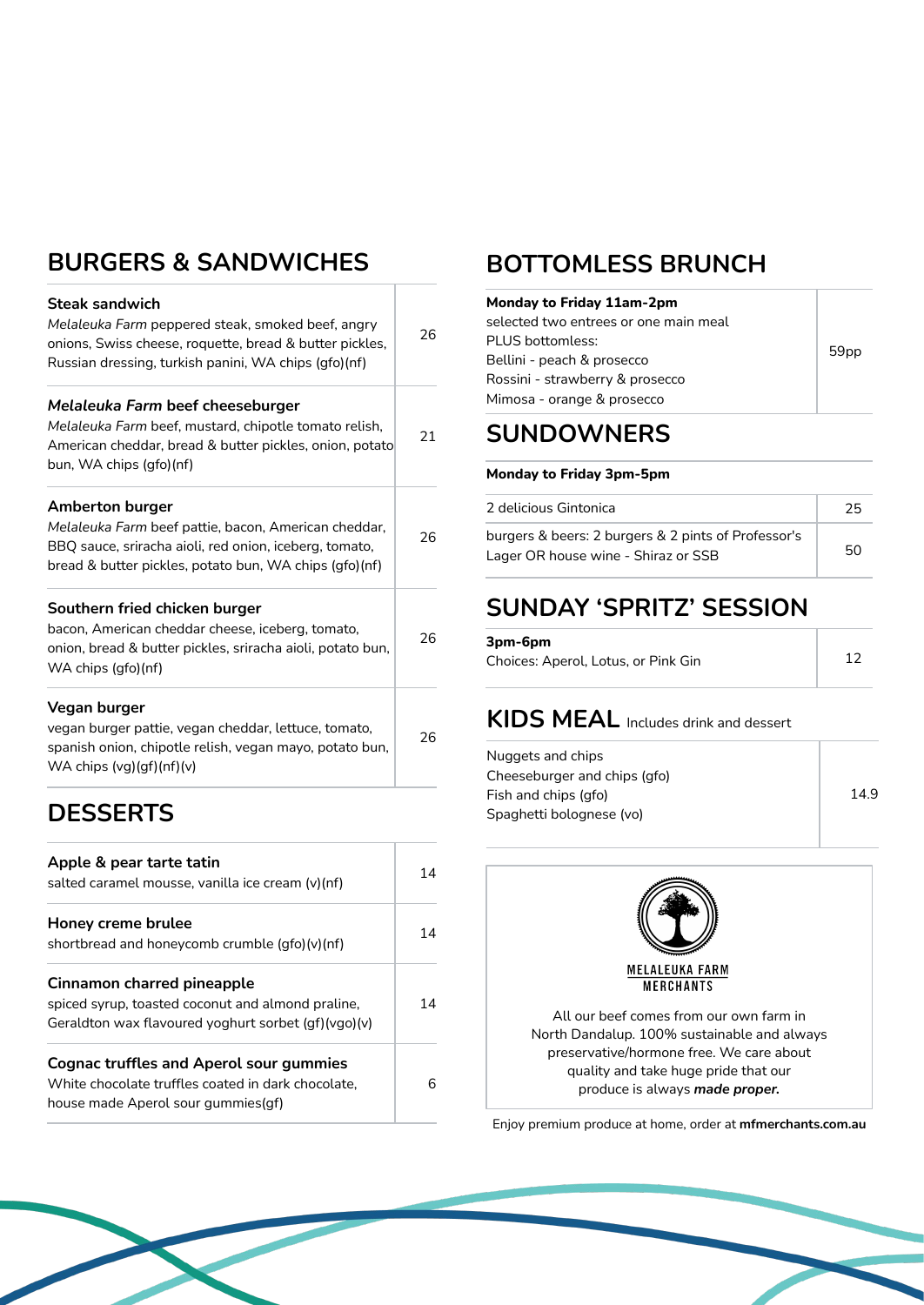## BURGERS & SANDWICHES

| | |
|---|---|
| **Steak sandwich**<br>*Melaleuka Farm* peppered steak, smoked beef, angry onions, Swiss cheese, roquette, bread & butter pickles, Russian dressing, turkish panini, WA chips (gfo)(nf) | 26 |
| ***Melaleuka Farm* beef cheeseburger**<br>*Melaleuka Farm* beef, mustard, chipotle tomato relish, American cheddar, bread & butter pickles, onion, potato bun, WA chips (gfo)(nf) | 21 |
| **Amberton burger**<br>*Melaleuka Farm* beef pattie, bacon, American cheddar, BBQ sauce, sriracha aioli, red onion, iceberg, tomato, bread & butter pickles, potato bun, WA chips (gfo)(nf) | 26 |
| **Southern fried chicken burger**<br>bacon, American cheddar cheese, iceberg, tomato, onion, bread & butter pickles, sriracha aioli, potato bun, WA chips (gfo)(nf) | 26 |
| **Vegan burger**<br>vegan burger pattie, vegan cheddar, lettuce, tomato, spanish onion, chipotle relish, vegan mayo, potato bun, WA chips (vg)(gf)(nf)(v) | 26 |

## DESSERTS

| | |
|---|---|
| **Apple & pear tarte tatin**<br>salted caramel mousse, vanilla ice cream (v)(nf) | 14 |
| **Honey creme brulee**<br>shortbread and honeycomb crumble (gfo)(v)(nf) | 14 |
| **Cinnamon charred pineapple**<br>spiced syrup, toasted coconut and almond praline, Geraldton wax flavoured yoghurt sorbet (gf)(vgo)(v) | 14 |
| **Cognac truffles and Aperol sour gummies**<br>White chocolate truffles coated in dark chocolate, house made Aperol sour gummies(gf) | 6 |

## BOTTOMLESS BRUNCH

| | |
|---|---|
| **Monday to Friday 11am-2pm**<br>selected two entrees or one main meal<br>PLUS bottomless:<br>Bellini - peach & prosecco<br>Rossini - strawberry & prosecco<br>Mimosa - orange & prosecco | 59pp |

## SUNDOWNERS

**Monday to Friday 3pm-5pm**

| | |
|---|---|
| 2 delicious Gintonica | 25 |
| burgers & beers: 2 burgers & 2 pints of Professor's Lager OR house wine - Shiraz or SSB | 50 |

## SUNDAY 'SPRITZ' SESSION

| | |
|---|---|
| **3pm-6pm**<br>Choices: Aperol, Lotus, or Pink Gin | 12 |

## KIDS MEAL Includes drink and dessert

| | |
|---|---|
| Nuggets and chips<br>Cheeseburger and chips (gfo)<br>Fish and chips (gfo)<br>Spaghetti bolognese (vo) | 14.9 |

MELALEUKA FARM MERCHANTS

All our beef comes from our own farm in North Dandalup. 100% sustainable and always preservative/hormone free. We care about quality and take huge pride that our produce is always ***made proper.***

Enjoy premium produce at home, order at **mfmerchants.com.au**